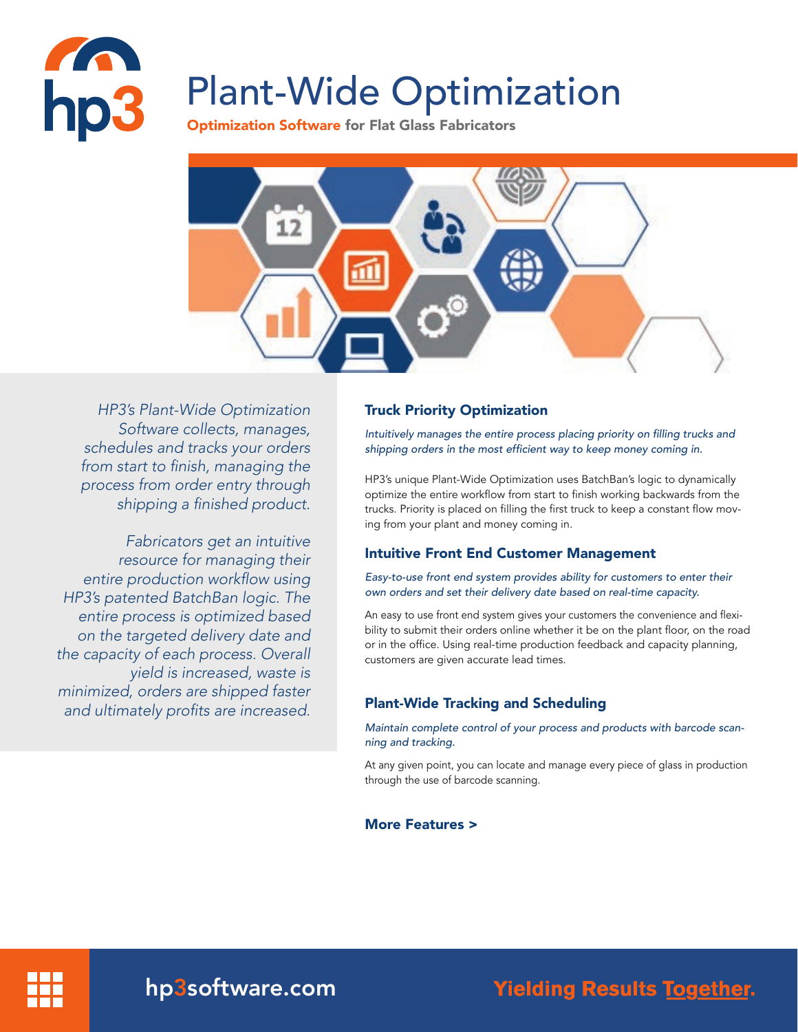# Plant-Wide Optimization

**Optimization Software for Flat Glass Fabricators**

*HP3's Plant-Wide Optimization Software collects, manages, schedules and tracks your orders from start to finish, managing the process from order entry through shipping a finished product.*

*Fabricators get an intuitive resource for managing their entire production workflow using HP3's patented BatchBan logic. The entire process is optimized based on the targeted delivery date and the capacity of each process. Overall yield is increased, waste is minimized, orders are shipped faster and ultimately profits are increased.*

## Truck Priority Optimization

*Intuitively manages the entire process placing priority on filling trucks and shipping orders in the most efficient way to keep money coming in.*

HP3's unique Plant-Wide Optimization uses BatchBan's logic to dynamically optimize the entire workflow from start to finish working backwards from the trucks. Priority is placed on filling the first truck to keep a constant flow moving from your plant and money coming in.

## Intuitive Front End Customer Management

*Easy-to-use front end system provides ability for customers to enter their own orders and set their delivery date based on real-time capacity.*

An easy to use front end system gives your customers the convenience and flexibility to submit their orders online whether it be on the plant floor, on the road or in the office. Using real-time production feedback and capacity planning, customers are given accurate lead times.

## Plant-Wide Tracking and Scheduling

*Maintain complete control of your process and products with barcode scanning and tracking.*

At any given point, you can locate and manage every piece of glass in production through the use of barcode scanning.

**More Features >**

hp3software.com

**Yielding Results Together.**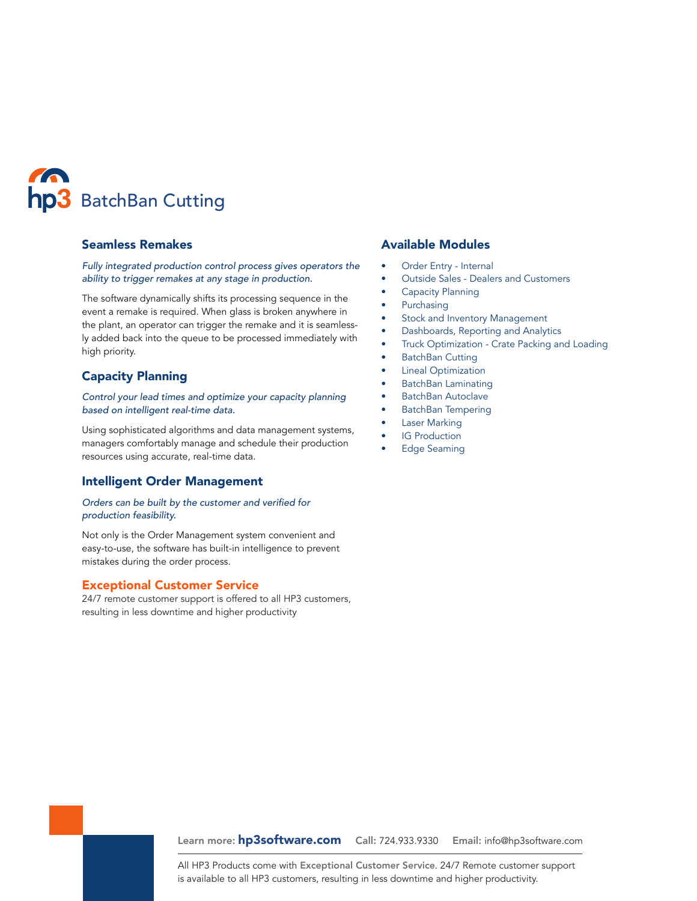# hp3 BatchBan Cutting

## Seamless Remakes

*Fully integrated production control process gives operators the ability to trigger remakes at any stage in production.*

The software dynamically shifts its processing sequence in the event a remake is required. When glass is broken anywhere in the plant, an operator can trigger the remake and it is seamlessly added back into the queue to be processed immediately with high priority.

## Capacity Planning

*Control your lead times and optimize your capacity planning based on intelligent real-time data.*

Using sophisticated algorithms and data management systems, managers comfortably manage and schedule their production resources using accurate, real-time data.

## Intelligent Order Management

*Orders can be built by the customer and verified for production feasibility.*

Not only is the Order Management system convenient and easy-to-use, the software has built-in intelligence to prevent mistakes during the order process.

## Exceptional Customer Service

24/7 remote customer support is offered to all HP3 customers, resulting in less downtime and higher productivity

## Available Modules

- Order Entry - Internal
- Outside Sales - Dealers and Customers
- Capacity Planning
- Purchasing
- Stock and Inventory Management
- Dashboards, Reporting and Analytics
- Truck Optimization - Crate Packing and Loading
- BatchBan Cutting
- Lineal Optimization
- BatchBan Laminating
- BatchBan Autoclave
- BatchBan Tempering
- Laser Marking
- IG Production
- Edge Seaming

**Learn more:** **hp3software.com** **Call:** 724.933.9330 **Email:** info@hp3software.com

All HP3 Products come with **Exceptional Customer Service**. 24/7 Remote customer support is available to all HP3 customers, resulting in less downtime and higher productivity.